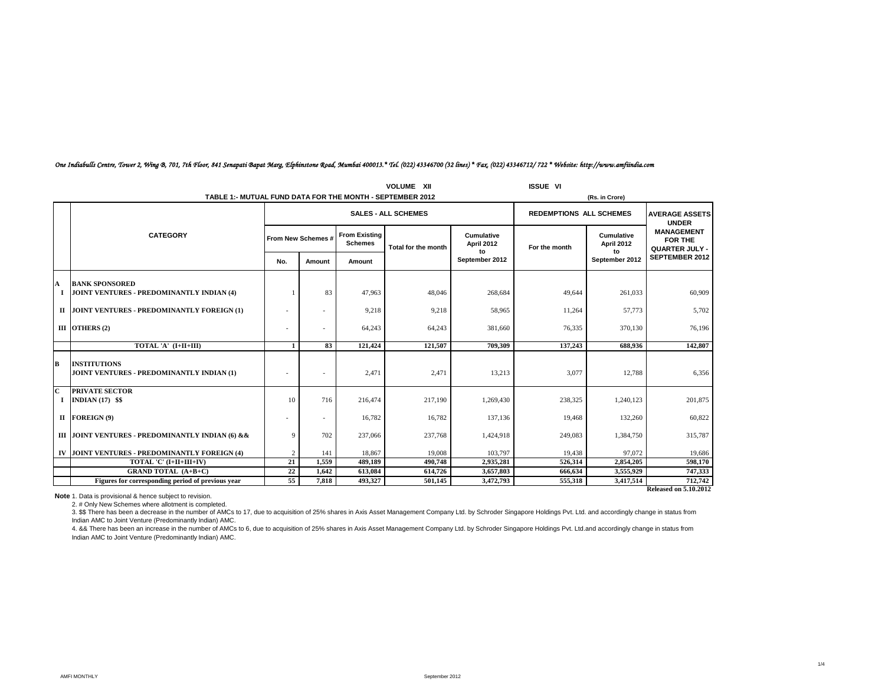*One Indiabulls Centre, Tower 2, Wing B, 701, 7th Floor, 841 Senapati Bapat Marg, Elphinstone Road, Mumbai 400013.* Tel. (022) 43346700 (32 lines) * Fax. (022) 43346712/ 722 * Website: http://www.amfiindia.com*

VOLUME XII ISSUE VI

**TABLE 1:- MUTUAL FUND DATA FOR THE MONTH - SEPTEMBER 2012** (Rs. in Crore)

| | CATEGORY | SALES - ALL SCHEMES | | | | | REDEMPTIONS ALL SCHEMES | | AVERAGE ASSETS UNDER MANAGEMENT FOR THE QUARTER JULY - SEPTEMBER 2012 |
|---|---|---|---|---|---|---|---|---|---|
| | | From New Schemes # | | From Existing Schemes | Total for the month | Cumulative April 2012 to September 2012 | For the month | Cumulative April 2012 to September 2012 | |
| | | No. | Amount | Amount | | | | | |
| **A** | **BANK SPONSORED** | | | | | | | | |
| **I** | **JOINT VENTURES - PREDOMINANTLY INDIAN (4)** | 1 | 83 | 47,963 | 48,046 | 268,684 | 49,644 | 261,033 | 60,909 |
| **II** | **JOINT VENTURES - PREDOMINANTLY FOREIGN (1)** | - | - | 9,218 | 9,218 | 58,965 | 11,264 | 57,773 | 5,702 |
| **III** | **OTHERS (2)** | - | - | 64,243 | 64,243 | 381,660 | 76,335 | 370,130 | 76,196 |
| | **TOTAL 'A' (I+II+III)** | **1** | **83** | **121,424** | **121,507** | **709,309** | **137,243** | **688,936** | **142,807** |
| **B** | **INSTITUTIONS** | | | | | | | | |
| | **JOINT VENTURES - PREDOMINANTLY INDIAN (1)** | - | - | 2,471 | 2,471 | 13,213 | 3,077 | 12,788 | 6,356 |
| **C** | **PRIVATE SECTOR** | | | | | | | | |
| **I** | **INDIAN (17) $$** | 10 | 716 | 216,474 | 217,190 | 1,269,430 | 238,325 | 1,240,123 | 201,875 |
| **II** | **FOREIGN (9)** | - | - | 16,782 | 16,782 | 137,136 | 19,468 | 132,260 | 60,822 |
| **III** | **JOINT VENTURES - PREDOMINANTLY INDIAN (6) &&** | 9 | 702 | 237,066 | 237,768 | 1,424,918 | 249,083 | 1,384,750 | 315,787 |
| **IV** | **JOINT VENTURES - PREDOMINANTLY FOREIGN (4)** | 2 | 141 | 18,867 | 19,008 | 103,797 | 19,438 | 97,072 | 19,686 |
| | **TOTAL 'C' (I+II+III+IV)** | **21** | **1,559** | **489,189** | **490,748** | **2,935,281** | **526,314** | **2,854,205** | **598,170** |
| | **GRAND TOTAL (A+B+C)** | **22** | **1,642** | **613,084** | **614,726** | **3,657,803** | **666,634** | **3,555,929** | **747,333** |
| | **Figures for corresponding period of previous year** | **55** | **7,818** | **493,327** | **501,145** | **3,472,793** | **555,318** | **3,417,514** | **712,742** |

**Released on 5.10.2012**

**Note** 1. Data is provisional & hence subject to revision.

2. # Only New Schemes where allotment is completed.

3. $$ There has been a decrease in the number of AMCs to 17, due to acquisition of 25% shares in Axis Asset Management Company Ltd. by Schroder Singapore Holdings Pvt. Ltd. and accordingly change in status from Indian AMC to Joint Venture (Predominantly Indian) AMC.

4. && There has been an increase in the number of AMCs to 6, due to acquisition of 25% shares in Axis Asset Management Company Ltd. by Schroder Singapore Holdings Pvt. Ltd.and accordingly change in status from Indian AMC to Joint Venture (Predominantly Indian) AMC.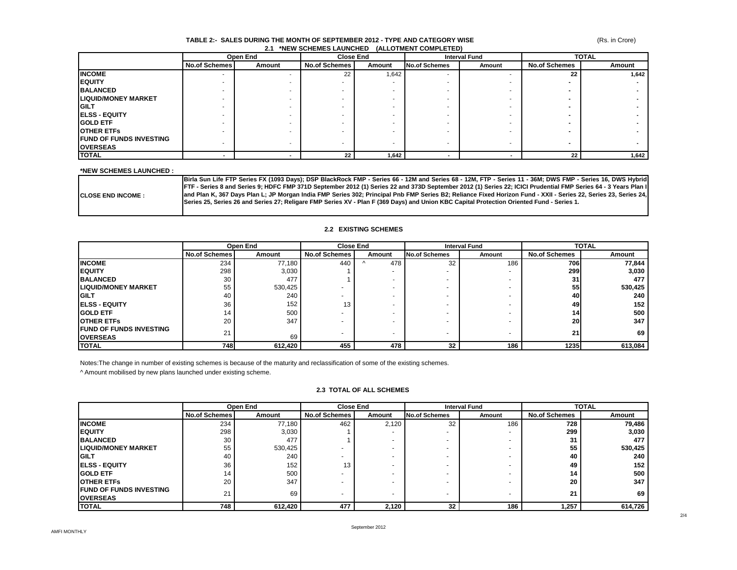### TABLE 2:- SALES DURING THE MONTH OF SEPTEMBER 2012 - TYPE AND CATEGORY WISE

(Rs. in Crore)

#### 2.1 *NEW SCHEMES LAUNCHED (ALLOTMENT COMPLETED)

| | Open End | | Close End | | Interval Fund | | TOTAL | |
|---|---|---|---|---|---|---|---|---|
| | No.of Schemes | Amount | No.of Schemes | Amount | No.of Schemes | Amount | No.of Schemes | Amount |
| **INCOME** | - | - | 22 | 1,642 | - | - | **22** | **1,642** |
| **EQUITY** | - | - | - | - | - | - | **-** | **-** |
| **BALANCED** | - | - | - | - | - | - | **-** | **-** |
| **LIQUID/MONEY MARKET** | - | - | - | - | - | - | **-** | **-** |
| **GILT** | - | - | - | - | - | - | **-** | **-** |
| **ELSS - EQUITY** | - | - | - | - | - | - | **-** | **-** |
| **GOLD ETF** | - | - | - | - | - | - | **-** | **-** |
| **OTHER ETFs** | - | - | - | - | - | - | **-** | **-** |
| **FUND OF FUNDS INVESTING OVERSEAS** | - | - | - | - | - | - | **-** | **-** |
| **TOTAL** | **-** | **-** | **22** | **1,642** | **-** | **-** | **22** | **1,642** |

**\*NEW SCHEMES LAUNCHED :**

| | |
|---|---|
| **CLOSE END INCOME :** | **Birla Sun Life FTP Series FX (1093 Days); DSP BlackRock FMP - Series 66 - 12M and Series 68 - 12M, FTP - Series 11 - 36M; DWS FMP - Series 16, DWS Hybrid FTF - Series 8 and Series 9; HDFC FMP 371D September 2012 (1) Series 22 and 373D September 2012 (1) Series 22; ICICI Prudential FMP Series 64 - 3 Years Plan I and Plan K, 367 Days Plan L; JP Morgan India FMP Series 302; Principal Pnb FMP Series B2; Reliance Fixed Horizon Fund - XXII - Series 22, Series 23, Series 24, Series 25, Series 26 and Series 27; Religare FMP Series XV - Plan F (369 Days) and Union KBC Capital Protection Oriented Fund - Series 1.** |

#### 2.2 EXISTING SCHEMES

| | Open End | | Close End | | Interval Fund | | TOTAL | |
|---|---|---|---|---|---|---|---|---|
| | No.of Schemes | Amount | No.of Schemes | Amount | No.of Schemes | Amount | No.of Schemes | Amount |
| **INCOME** | 234 | 77,180 | 440 | ^ 478 | 32 | 186 | **706** | **77,844** |
| **EQUITY** | 298 | 3,030 | 1 | - | - | - | **299** | **3,030** |
| **BALANCED** | 30 | 477 | 1 | - | - | - | **31** | **477** |
| **LIQUID/MONEY MARKET** | 55 | 530,425 | - | - | - | - | **55** | **530,425** |
| **GILT** | 40 | 240 | - | - | - | - | **40** | **240** |
| **ELSS - EQUITY** | 36 | 152 | 13 | - | - | - | **49** | **152** |
| **GOLD ETF** | 14 | 500 | - | - | - | - | **14** | **500** |
| **OTHER ETFs** | 20 | 347 | - | - | - | - | **20** | **347** |
| **FUND OF FUNDS INVESTING OVERSEAS** | 21 | 69 | - | - | - | - | **21** | **69** |
| **TOTAL** | **748** | **612,420** | **455** | **478** | **32** | **186** | **1235** | **613,084** |

Notes:The change in number of existing schemes is because of the maturity and reclassification of some of the existing schemes.

^ Amount mobilised by new plans launched under existing scheme.

#### 2.3 TOTAL OF ALL SCHEMES

| | Open End | | Close End | | Interval Fund | | TOTAL | |
|---|---|---|---|---|---|---|---|---|
| | No.of Schemes | Amount | No.of Schemes | Amount | No.of Schemes | Amount | No.of Schemes | Amount |
| **INCOME** | 234 | 77,180 | 462 | 2,120 | 32 | 186 | **728** | **79,486** |
| **EQUITY** | 298 | 3,030 | 1 | - | - | - | **299** | **3,030** |
| **BALANCED** | 30 | 477 | 1 | - | - | - | **31** | **477** |
| **LIQUID/MONEY MARKET** | 55 | 530,425 | - | - | - | - | **55** | **530,425** |
| **GILT** | 40 | 240 | - | - | - | - | **40** | **240** |
| **ELSS - EQUITY** | 36 | 152 | 13 | - | - | - | **49** | **152** |
| **GOLD ETF** | 14 | 500 | - | - | - | - | **14** | **500** |
| **OTHER ETFs** | 20 | 347 | - | - | - | - | **20** | **347** |
| **FUND OF FUNDS INVESTING OVERSEAS** | 21 | 69 | - | - | - | - | **21** | **69** |
| **TOTAL** | **748** | **612,420** | **477** | **2,120** | **32** | **186** | **1,257** | **614,726** |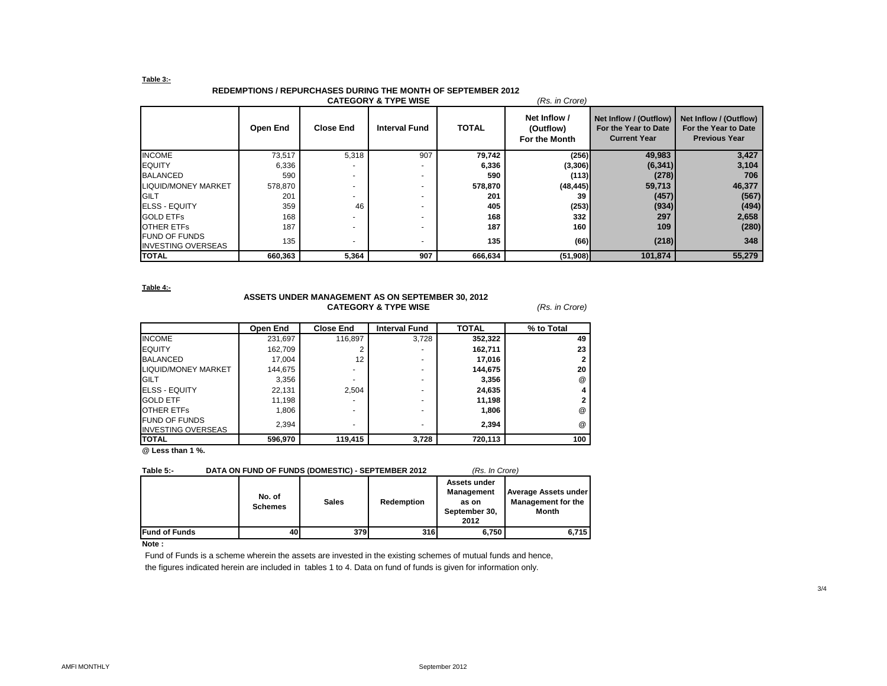**Table 3:-**

## REDEMPTIONS / REPURCHASES DURING THE MONTH OF SEPTEMBER 2012
### CATEGORY & TYPE WISE

*(Rs. in Crore)*

| | Open End | Close End | Interval Fund | TOTAL | Net Inflow / (Outflow) For the Month | Net Inflow / (Outflow) For the Year to Date Current Year | Net Inflow / (Outflow) For the Year to Date Previous Year |
|---|---|---|---|---|---|---|---|
| INCOME | 73,517 | 5,318 | 907 | **79,742** | **(256)** | **49,983** | **3,427** |
| EQUITY | 6,336 | - | - | **6,336** | **(3,306)** | **(6,341)** | **3,104** |
| BALANCED | 590 | - | - | **590** | **(113)** | **(278)** | **706** |
| LIQUID/MONEY MARKET | 578,870 | - | - | **578,870** | **(48,445)** | **59,713** | **46,377** |
| GILT | 201 | - | - | **201** | **39** | **(457)** | **(567)** |
| ELSS - EQUITY | 359 | 46 | - | **405** | **(253)** | **(934)** | **(494)** |
| GOLD ETFs | 168 | - | - | **168** | **332** | **297** | **2,658** |
| OTHER ETFs | 187 | - | - | **187** | **160** | **109** | **(280)** |
| FUND OF FUNDS INVESTING OVERSEAS | 135 | - | - | **135** | **(66)** | **(218)** | **348** |
| **TOTAL** | **660,363** | **5,364** | **907** | **666,634** | **(51,908)** | **101,874** | **55,279** |

**Table 4:-**

## ASSETS UNDER MANAGEMENT AS ON SEPTEMBER 30, 2012
### CATEGORY & TYPE WISE

*(Rs. in Crore)*

| | Open End | Close End | Interval Fund | TOTAL | % to Total |
|---|---|---|---|---|---|
| INCOME | 231,697 | 116,897 | 3,728 | **352,322** | **49** |
| EQUITY | 162,709 | 2 | - | **162,711** | **23** |
| BALANCED | 17,004 | 12 | - | **17,016** | **2** |
| LIQUID/MONEY MARKET | 144,675 | - | - | **144,675** | **20** |
| GILT | 3,356 | - | - | **3,356** | @ |
| ELSS - EQUITY | 22,131 | 2,504 | - | **24,635** | **4** |
| GOLD ETF | 11,198 | - | - | **11,198** | **2** |
| OTHER ETFs | 1,806 | - | - | **1,806** | @ |
| FUND OF FUNDS INVESTING OVERSEAS | 2,394 | - | - | **2,394** | @ |
| **TOTAL** | **596,970** | **119,415** | **3,728** | **720,113** | **100** |

**@ Less than 1 %.**

**Table 5:-** **DATA ON FUND OF FUNDS (DOMESTIC) - SEPTEMBER 2012** *(Rs. In Crore)*

| | No. of Schemes | Sales | Redemption | Assets under Management as on September 30, 2012 | Average Assets under Management for the Month |
|---|---|---|---|---|---|
| **Fund of Funds** | **40** | **379** | **316** | **6,750** | **6,715** |

**Note :**

Fund of Funds is a scheme wherein the assets are invested in the existing schemes of mutual funds and hence, the figures indicated herein are included in tables 1 to 4. Data on fund of funds is given for information only.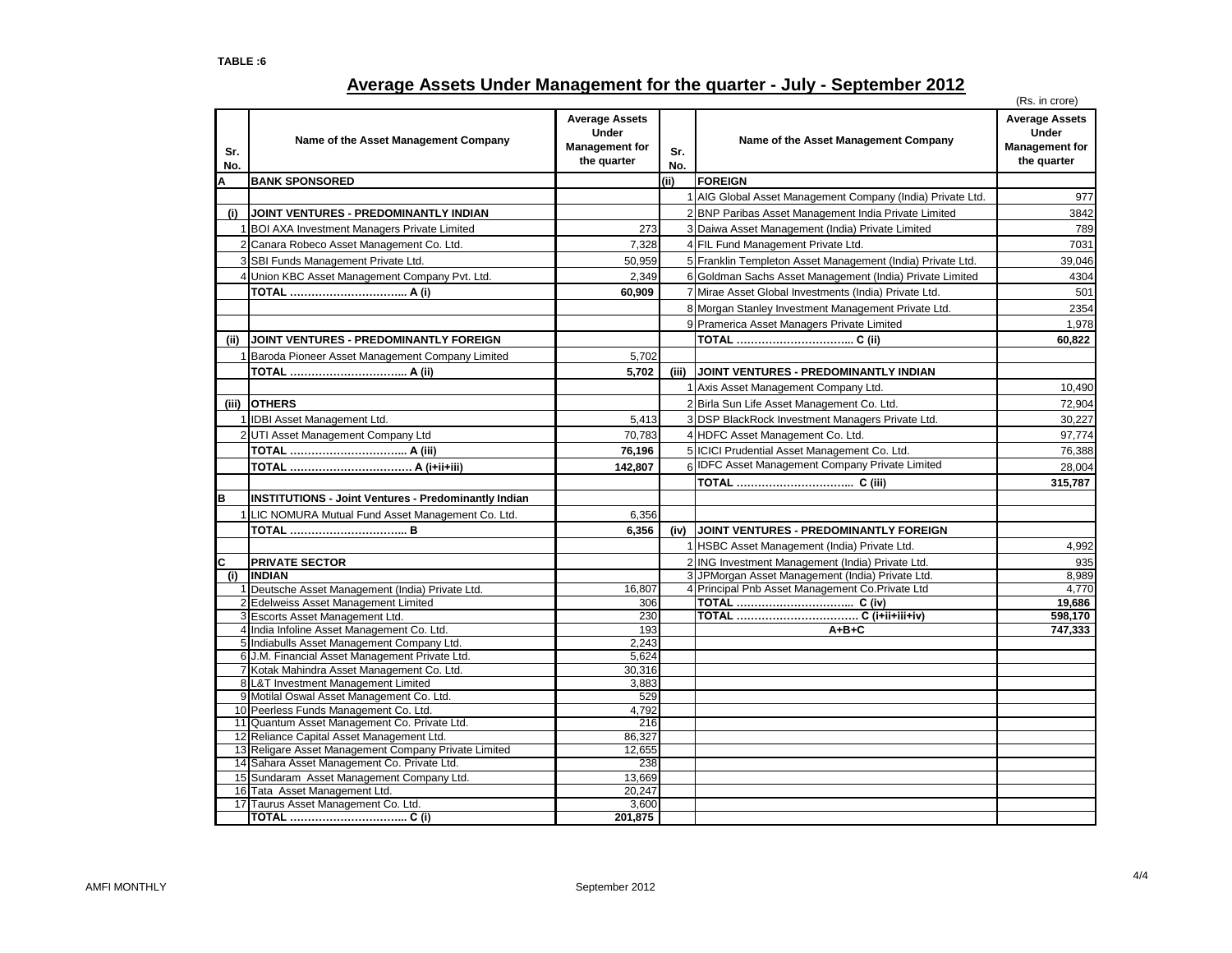TABLE :6

## Average Assets Under Management for the quarter - July - September 2012

(Rs. in crore)

| Sr. No. | Name of the Asset Management Company | Average Assets Under Management for the quarter | Sr. No. | Name of the Asset Management Company | Average Assets Under Management for the quarter |
|---|---|---|---|---|---|
| **A** | **BANK SPONSORED** | | **(ii)** | **FOREIGN** | |
| | | | 1 | AIG Global Asset Management Company (India) Private Ltd. | 977 |
| **(i)** | **JOINT VENTURES - PREDOMINANTLY INDIAN** | | 2 | BNP Paribas Asset Management India Private Limited | 3842 |
| 1 | BOI AXA Investment Managers Private Limited | 273 | 3 | Daiwa Asset Management (India) Private Limited | 789 |
| 2 | Canara Robeco Asset Management Co. Ltd. | 7,328 | 4 | FIL Fund Management Private Ltd. | 7031 |
| 3 | SBI Funds Management Private Ltd. | 50,959 | 5 | Franklin Templeton Asset Management (India) Private Ltd. | 39,046 |
| 4 | Union KBC Asset Management Company Pvt. Ltd. | 2,349 | 6 | Goldman Sachs Asset Management (India) Private Limited | 4304 |
| | **TOTAL ………………………….. A (i)** | **60,909** | 7 | Mirae Asset Global Investments (India) Private Ltd. | 501 |
| | | | 8 | Morgan Stanley Investment Management Private Ltd. | 2354 |
| | | | 9 | Pramerica Asset Managers Private Limited | 1,978 |
| **(ii)** | **JOINT VENTURES - PREDOMINANTLY FOREIGN** | | | **TOTAL ………………………….. C (ii)** | **60,822** |
| 1 | Baroda Pioneer Asset Management Company Limited | 5,702 | | | |
| | **TOTAL ………………………….. A (ii)** | **5,702** | **(iii)** | **JOINT VENTURES - PREDOMINANTLY INDIAN** | |
| | | | 1 | Axis Asset Management Company Ltd. | 10,490 |
| **(iii)** | **OTHERS** | | 2 | Birla Sun Life Asset Management Co. Ltd. | 72,904 |
| 1 | IDBI Asset Management Ltd. | 5,413 | 3 | DSP BlackRock Investment Managers Private Ltd. | 30,227 |
| 2 | UTI Asset Management Company Ltd | 70,783 | 4 | HDFC Asset Management Co. Ltd. | 97,774 |
| | **TOTAL ………………………….. A (iii)** | **76,196** | 5 | ICICI Prudential Asset Management Co. Ltd. | 76,388 |
| | **TOTAL …………………………… A (i+ii+iii)** | **142,807** | 6 | IDFC Asset Management Company Private Limited | 28,004 |
| | | | | **TOTAL ………………………….. C (iii)** | **315,787** |
| **B** | **INSTITUTIONS - Joint Ventures - Predominantly Indian** | | | | |
| 1 | LIC NOMURA Mutual Fund Asset Management Co. Ltd. | 6,356 | | | |
| | **TOTAL ………………………….. B** | **6,356** | **(iv)** | **JOINT VENTURES - PREDOMINANTLY FOREIGN** | |
| | | | 1 | HSBC Asset Management (India) Private Ltd. | 4,992 |
| **C** | **PRIVATE SECTOR** | | 2 | ING Investment Management (India) Private Ltd. | 935 |
| **(i)** | **INDIAN** | | 3 | JPMorgan Asset Management (India) Private Ltd. | 8,989 |
| 1 | Deutsche Asset Management (India) Private Ltd. | 16,807 | 4 | Principal Pnb Asset Management Co.Private Ltd | 4,770 |
| 2 | Edelweiss Asset Management Limited | 306 | | **TOTAL ………………………….. C (iv)** | **19,686** |
| 3 | Escorts Asset Management Ltd. | 230 | | **TOTAL …………………………… C (i+ii+iii+iv)** | **598,170** |
| 4 | India Infoline Asset Management Co. Ltd. | 193 | | **A+B+C** | **747,333** |
| 5 | Indiabulls Asset Management Company Ltd. | 2,243 | | | |
| 6 | J.M. Financial Asset Management Private Ltd. | 5,624 | | | |
| 7 | Kotak Mahindra Asset Management Co. Ltd. | 30,316 | | | |
| 8 | L&T Investment Management Limited | 3,883 | | | |
| 9 | Motilal Oswal Asset Management Co. Ltd. | 529 | | | |
| 10 | Peerless Funds Management Co. Ltd. | 4,792 | | | |
| 11 | Quantum Asset Management Co. Private Ltd. | 216 | | | |
| 12 | Reliance Capital Asset Management Ltd. | 86,327 | | | |
| 13 | Religare Asset Management Company Private Limited | 12,655 | | | |
| 14 | Sahara Asset Management Co. Private Ltd. | 238 | | | |
| 15 | Sundaram Asset Management Company Ltd. | 13,669 | | | |
| 16 | Tata Asset Management Ltd. | 20,247 | | | |
| 17 | Taurus Asset Management Co. Ltd. | 3,600 | | | |
| | **TOTAL ………………………….. C (i)** | **201,875** | | | |